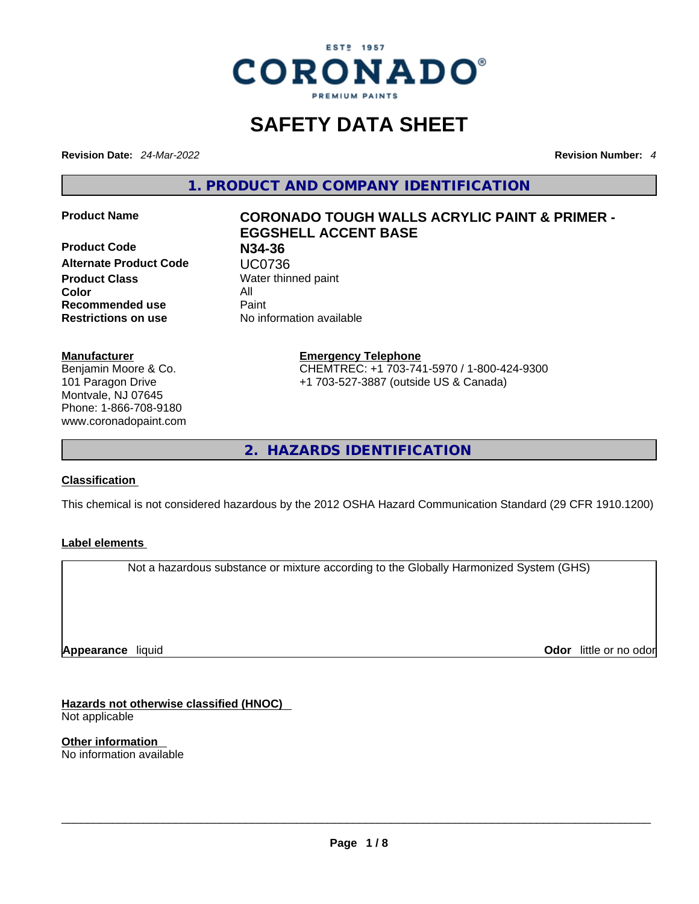ESTᴰ 1957

**CORONADO®**

PREMIUM PAINTS

# SAFETY DATA SHEET

**Revision Date:** *24-Mar-2022* **Revision Number:** *4*

## 1. PRODUCT AND COMPANY IDENTIFICATION

| | |
|---|---|
| **Product Name** | **CORONADO TOUGH WALLS ACRYLIC PAINT & PRIMER - EGGSHELL ACCENT BASE** |
| **Product Code** | **N34-36** |
| **Alternate Product Code** | UC0736 |
| **Product Class** | Water thinned paint |
| **Color** | All |
| **Recommended use** | Paint |
| **Restrictions on use** | No information available |

**Manufacturer**
Benjamin Moore & Co.
101 Paragon Drive
Montvale, NJ 07645
Phone: 1-866-708-9180
www.coronadopaint.com

**Emergency Telephone**
CHEMTREC: +1 703-741-5970 / 1-800-424-9300
+1 703-527-3887 (outside US & Canada)

## 2. HAZARDS IDENTIFICATION

**Classification**

This chemical is not considered hazardous by the 2012 OSHA Hazard Communication Standard (29 CFR 1910.1200)

**Label elements**

Not a hazardous substance or mixture according to the Globally Harmonized System (GHS)

**Appearance** liquid **Odor** little or no odor

**Hazards not otherwise classified (HNOC)**
Not applicable

**Other information**
No information available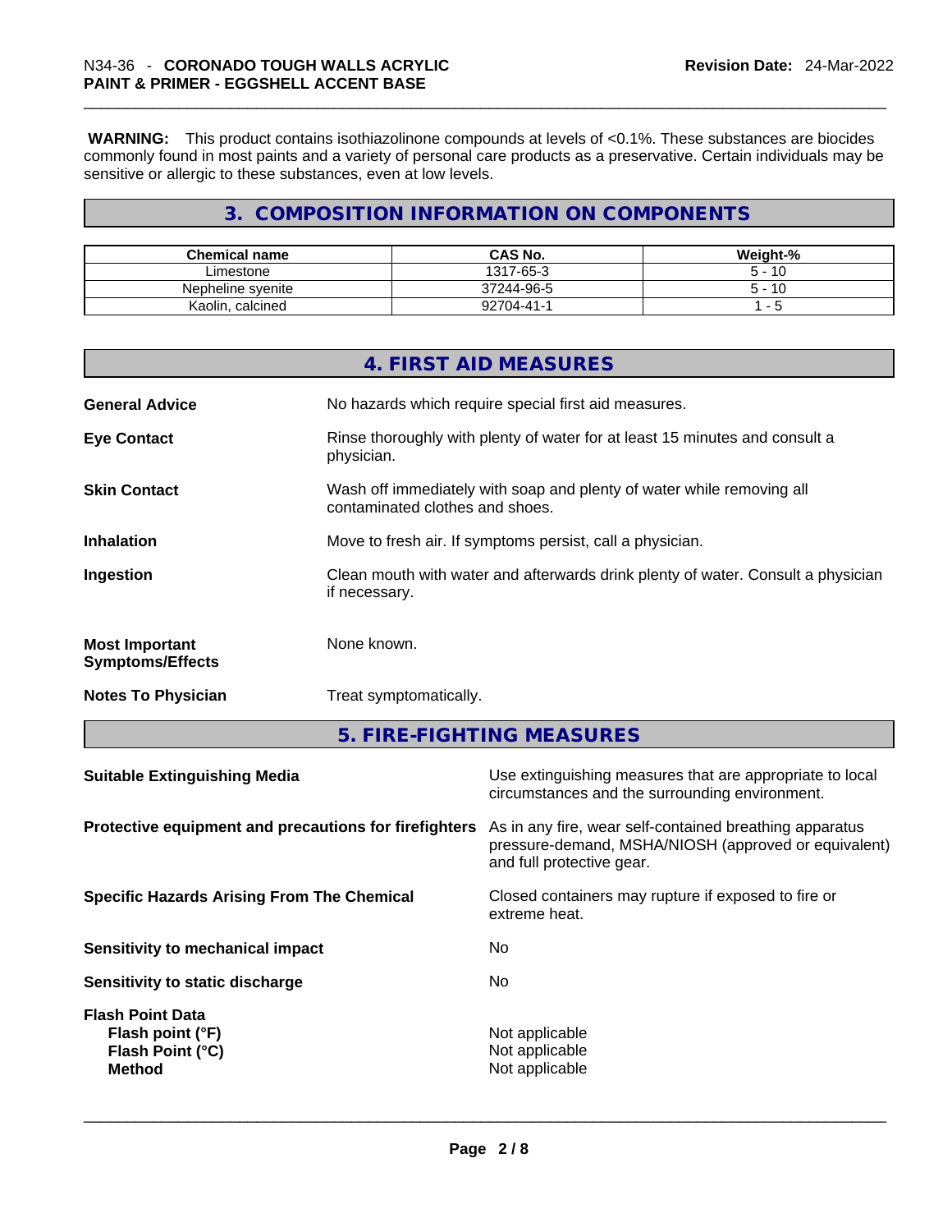**WARNING:** This product contains isothiazolinone compounds at levels of <0.1%. These substances are biocides commonly found in most paints and a variety of personal care products as a preservative. Certain individuals may be sensitive or allergic to these substances, even at low levels.

## 3. COMPOSITION INFORMATION ON COMPONENTS

| Chemical name | CAS No. | Weight-% |
|---|---|---|
| Limestone | 1317-65-3 | 5 - 10 |
| Nepheline syenite | 37244-96-5 | 5 - 10 |
| Kaolin, calcined | 92704-41-1 | 1 - 5 |

## 4. FIRST AID MEASURES

**General Advice**
No hazards which require special first aid measures.

**Eye Contact**
Rinse thoroughly with plenty of water for at least 15 minutes and consult a physician.

**Skin Contact**
Wash off immediately with soap and plenty of water while removing all contaminated clothes and shoes.

**Inhalation**
Move to fresh air. If symptoms persist, call a physician.

**Ingestion**
Clean mouth with water and afterwards drink plenty of water. Consult a physician if necessary.

**Most Important Symptoms/Effects**
None known.

**Notes To Physician**
Treat symptomatically.

## 5. FIRE-FIGHTING MEASURES

**Suitable Extinguishing Media**
Use extinguishing measures that are appropriate to local circumstances and the surrounding environment.

**Protective equipment and precautions for firefighters**
As in any fire, wear self-contained breathing apparatus pressure-demand, MSHA/NIOSH (approved or equivalent) and full protective gear.

**Specific Hazards Arising From The Chemical**
Closed containers may rupture if exposed to fire or extreme heat.

**Sensitivity to mechanical impact**
No

**Sensitivity to static discharge**
No

**Flash Point Data**
**Flash point (°F)** Not applicable
**Flash Point (°C)** Not applicable
**Method** Not applicable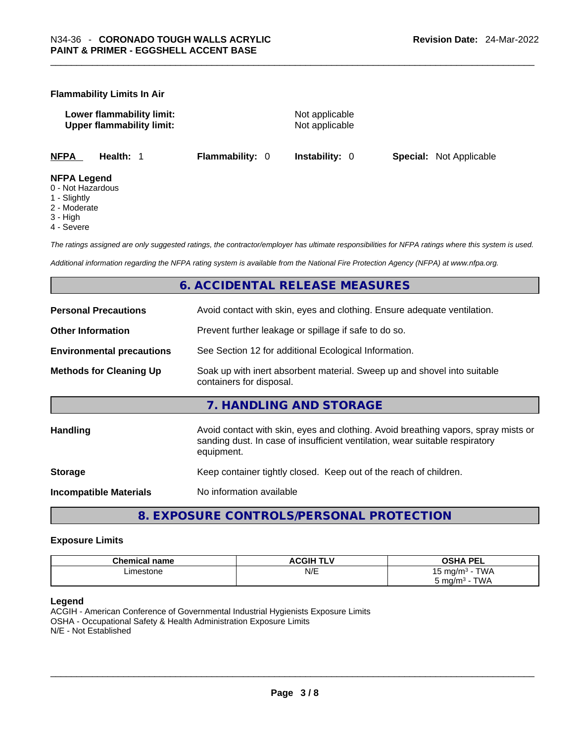### Flammability Limits In Air

**Lower flammability limit:** Not applicable
**Upper flammability limit:** Not applicable

**NFPA** **Health:** 1 **Flammability:** 0 **Instability:** 0 **Special:** Not Applicable

**NFPA Legend**
0 - Not Hazardous
1 - Slightly
2 - Moderate
3 - High
4 - Severe

*The ratings assigned are only suggested ratings, the contractor/employer has ultimate responsibilities for NFPA ratings where this system is used.*

*Additional information regarding the NFPA rating system is available from the National Fire Protection Agency (NFPA) at www.nfpa.org.*

## 6. ACCIDENTAL RELEASE MEASURES

**Personal Precautions** Avoid contact with skin, eyes and clothing. Ensure adequate ventilation.

**Other Information** Prevent further leakage or spillage if safe to do so.

**Environmental precautions** See Section 12 for additional Ecological Information.

**Methods for Cleaning Up** Soak up with inert absorbent material. Sweep up and shovel into suitable containers for disposal.

## 7. HANDLING AND STORAGE

**Handling** Avoid contact with skin, eyes and clothing. Avoid breathing vapors, spray mists or sanding dust. In case of insufficient ventilation, wear suitable respiratory equipment.

**Storage** Keep container tightly closed. Keep out of the reach of children.

**Incompatible Materials** No information available

## 8. EXPOSURE CONTROLS/PERSONAL PROTECTION

### Exposure Limits

| Chemical name | ACGIH TLV | OSHA PEL |
|---|---|---|
| Limestone | N/E | 15 mg/m³ - TWA<br>5 mg/m³ - TWA |

**Legend**
ACGIH - American Conference of Governmental Industrial Hygienists Exposure Limits
OSHA - Occupational Safety & Health Administration Exposure Limits
N/E - Not Established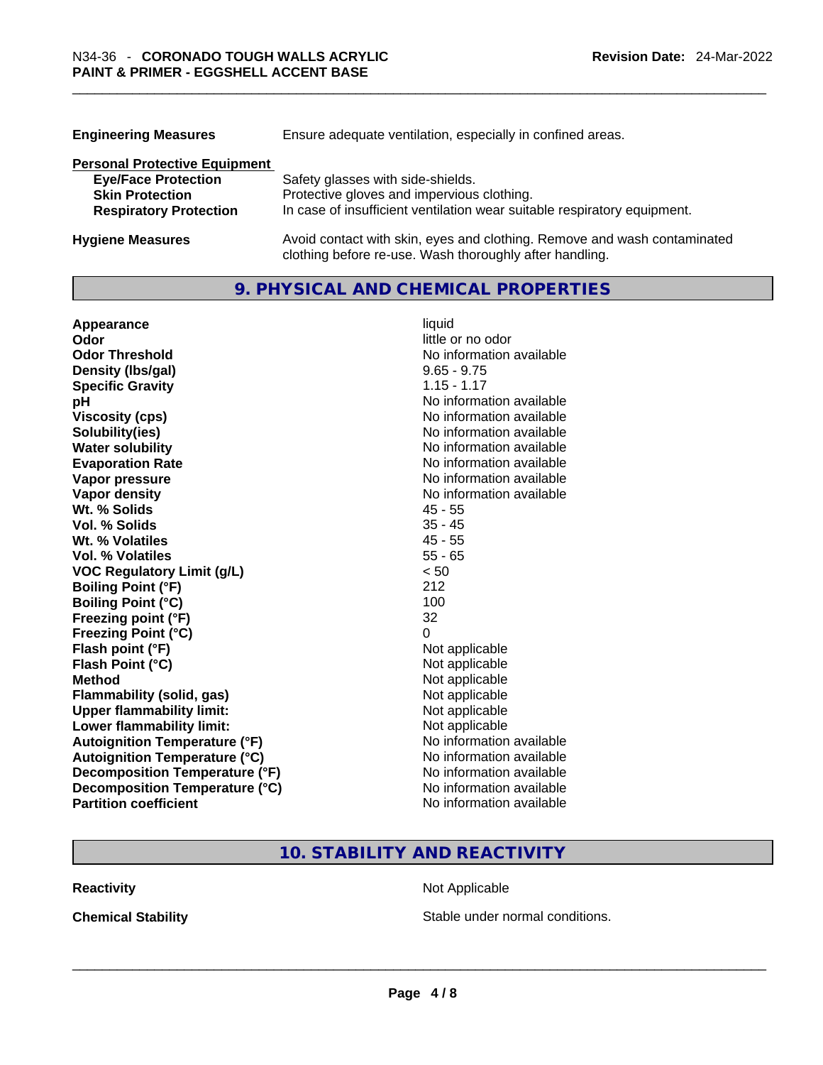| | |
|---|---|
| **Engineering Measures** | Ensure adequate ventilation, especially in confined areas. |

**Personal Protective Equipment**

| | |
|---|---|
| **Eye/Face Protection** | Safety glasses with side-shields. |
| **Skin Protection** | Protective gloves and impervious clothing. |
| **Respiratory Protection** | In case of insufficient ventilation wear suitable respiratory equipment. |
| **Hygiene Measures** | Avoid contact with skin, eyes and clothing. Remove and wash contaminated clothing before re-use. Wash thoroughly after handling. |

## 9. PHYSICAL AND CHEMICAL PROPERTIES

| | |
|---|---|
| **Appearance** | liquid |
| **Odor** | little or no odor |
| **Odor Threshold** | No information available |
| **Density (lbs/gal)** | 9.65 - 9.75 |
| **Specific Gravity** | 1.15 - 1.17 |
| **pH** | No information available |
| **Viscosity (cps)** | No information available |
| **Solubility(ies)** | No information available |
| **Water solubility** | No information available |
| **Evaporation Rate** | No information available |
| **Vapor pressure** | No information available |
| **Vapor density** | No information available |
| **Wt. % Solids** | 45 - 55 |
| **Vol. % Solids** | 35 - 45 |
| **Wt. % Volatiles** | 45 - 55 |
| **Vol. % Volatiles** | 55 - 65 |
| **VOC Regulatory Limit (g/L)** | < 50 |
| **Boiling Point (°F)** | 212 |
| **Boiling Point (°C)** | 100 |
| **Freezing point (°F)** | 32 |
| **Freezing Point (°C)** | 0 |
| **Flash point (°F)** | Not applicable |
| **Flash Point (°C)** | Not applicable |
| **Method** | Not applicable |
| **Flammability (solid, gas)** | Not applicable |
| **Upper flammability limit:** | Not applicable |
| **Lower flammability limit:** | Not applicable |
| **Autoignition Temperature (°F)** | No information available |
| **Autoignition Temperature (°C)** | No information available |
| **Decomposition Temperature (°F)** | No information available |
| **Decomposition Temperature (°C)** | No information available |
| **Partition coefficient** | No information available |

## 10. STABILITY AND REACTIVITY

| | |
|---|---|
| **Reactivity** | Not Applicable |
| **Chemical Stability** | Stable under normal conditions. |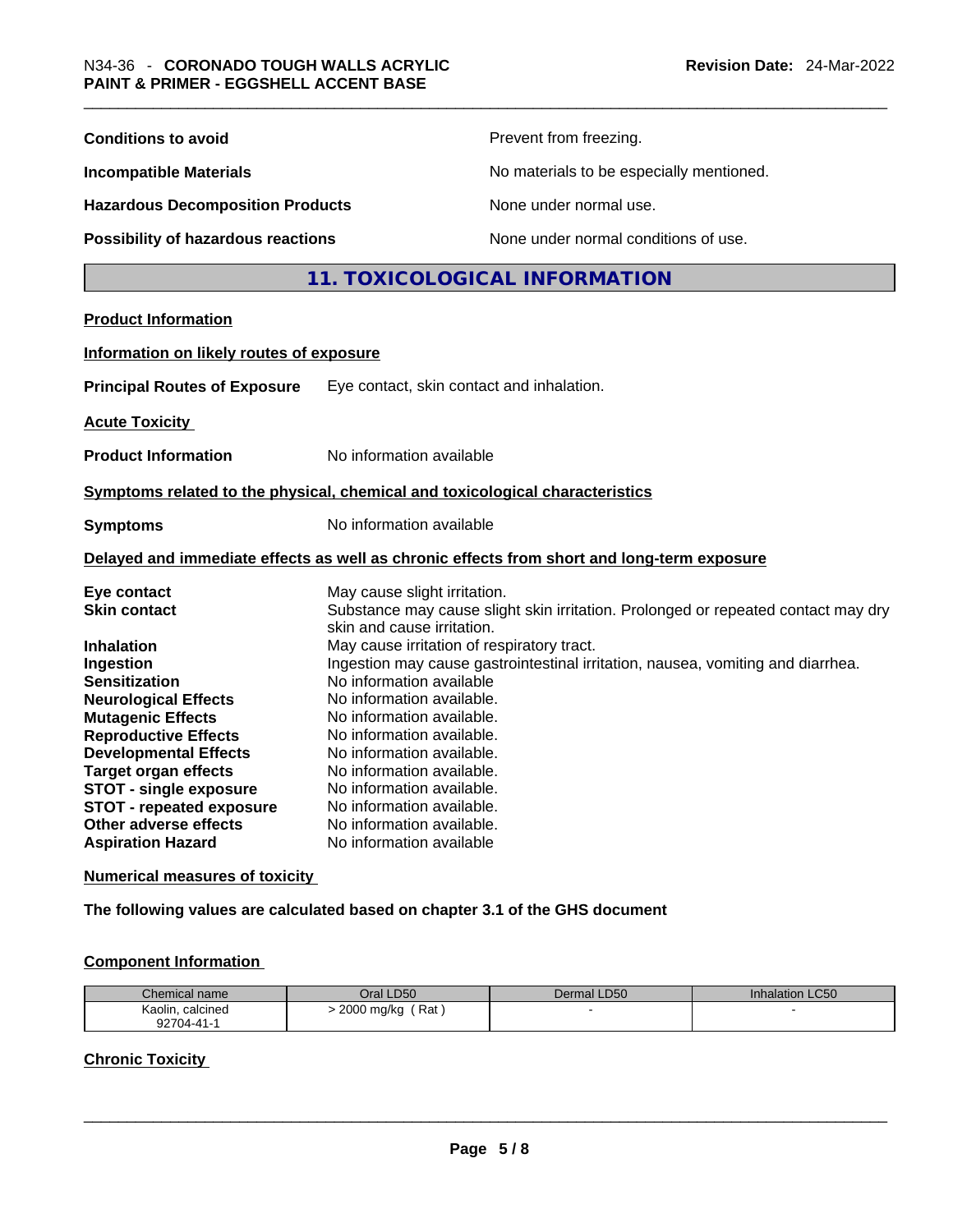**Conditions to avoid** Prevent from freezing.

**Incompatible Materials** No materials to be especially mentioned.

**Hazardous Decomposition Products** None under normal use.

**Possibility of hazardous reactions** None under normal conditions of use.

## 11. TOXICOLOGICAL INFORMATION

**Product Information**

**Information on likely routes of exposure**

**Principal Routes of Exposure** Eye contact, skin contact and inhalation.

**Acute Toxicity**

**Product Information** No information available

**Symptoms related to the physical, chemical and toxicological characteristics**

**Symptoms** No information available

**Delayed and immediate effects as well as chronic effects from short and long-term exposure**

**Eye contact** May cause slight irritation.
**Skin contact** Substance may cause slight skin irritation. Prolonged or repeated contact may dry skin and cause irritation.
**Inhalation** May cause irritation of respiratory tract.
**Ingestion** Ingestion may cause gastrointestinal irritation, nausea, vomiting and diarrhea.
**Sensitization** No information available
**Neurological Effects** No information available.
**Mutagenic Effects** No information available.
**Reproductive Effects** No information available.
**Developmental Effects** No information available.
**Target organ effects** No information available.
**STOT - single exposure** No information available.
**STOT - repeated exposure** No information available.
**Other adverse effects** No information available.
**Aspiration Hazard** No information available

**Numerical measures of toxicity**

**The following values are calculated based on chapter 3.1 of the GHS document**

**Component Information**

| Chemical name | Oral LD50 | Dermal LD50 | Inhalation LC50 |
|---|---|---|---|
| Kaolin, calcined 92704-41-1 | > 2000 mg/kg ( Rat ) | - | - |

**Chronic Toxicity**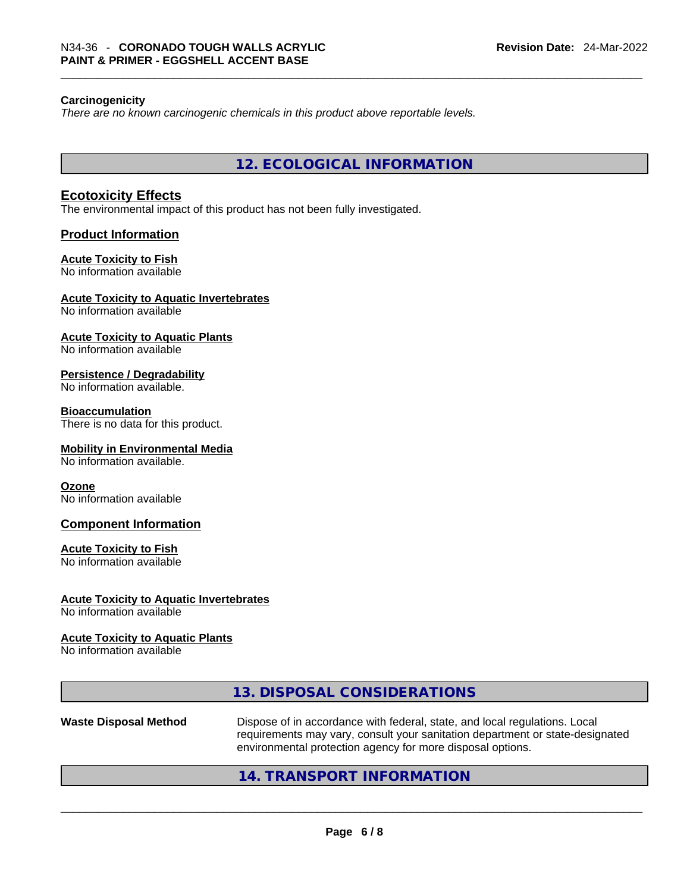**Carcinogenicity**

*There are no known carcinogenic chemicals in this product above reportable levels.*

## 12. ECOLOGICAL INFORMATION

### Ecotoxicity Effects

The environmental impact of this product has not been fully investigated.

### Product Information

**Acute Toxicity to Fish**
No information available

**Acute Toxicity to Aquatic Invertebrates**
No information available

**Acute Toxicity to Aquatic Plants**
No information available

**Persistence / Degradability**
No information available.

**Bioaccumulation**
There is no data for this product.

**Mobility in Environmental Media**
No information available.

**Ozone**
No information available

### Component Information

**Acute Toxicity to Fish**
No information available

**Acute Toxicity to Aquatic Invertebrates**
No information available

**Acute Toxicity to Aquatic Plants**
No information available

## 13. DISPOSAL CONSIDERATIONS

**Waste Disposal Method** Dispose of in accordance with federal, state, and local regulations. Local requirements may vary, consult your sanitation department or state-designated environmental protection agency for more disposal options.

## 14. TRANSPORT INFORMATION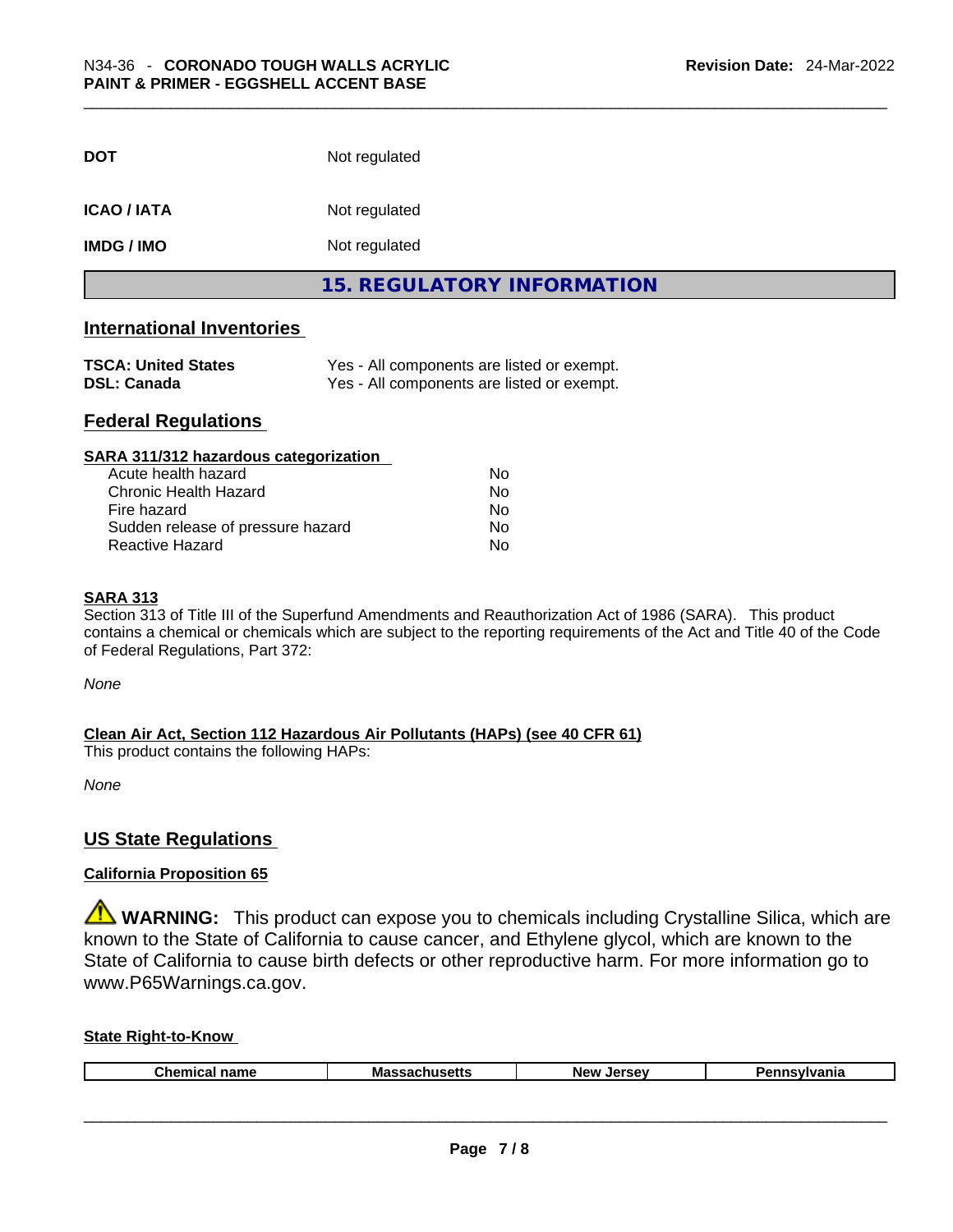| | |
|---|---|
| **DOT** | Not regulated |
| **ICAO / IATA** | Not regulated |
| **IMDG / IMO** | Not regulated |

## 15. REGULATORY INFORMATION

### International Inventories

| | |
|---|---|
| **TSCA: United States** | Yes - All components are listed or exempt. |
| **DSL: Canada** | Yes - All components are listed or exempt. |

### Federal Regulations

**SARA 311/312 hazardous categorization**

| | |
|---|---|
| Acute health hazard | No |
| Chronic Health Hazard | No |
| Fire hazard | No |
| Sudden release of pressure hazard | No |
| Reactive Hazard | No |

**SARA 313**

Section 313 of Title III of the Superfund Amendments and Reauthorization Act of 1986 (SARA). This product contains a chemical or chemicals which are subject to the reporting requirements of the Act and Title 40 of the Code of Federal Regulations, Part 372:

*None*

**Clean Air Act, Section 112 Hazardous Air Pollutants (HAPs) (see 40 CFR 61)**

This product contains the following HAPs:

*None*

### US State Regulations

**California Proposition 65**

⚠ **WARNING:** This product can expose you to chemicals including Crystalline Silica, which are known to the State of California to cause cancer, and Ethylene glycol, which are known to the State of California to cause birth defects or other reproductive harm. For more information go to www.P65Warnings.ca.gov.

**State Right-to-Know**

| Chemical name | Massachusetts | New Jersey | Pennsylvania |
|---|---|---|---|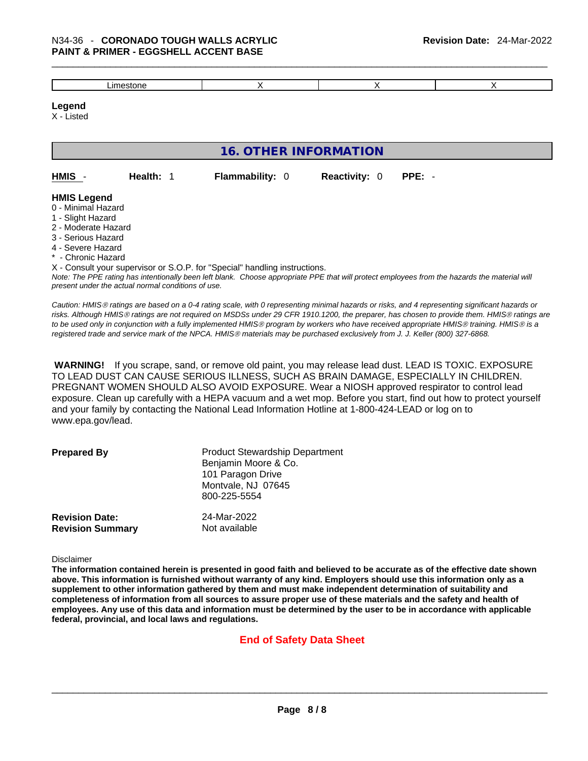| | | | |
|---|---|---|---|
| Limestone | X | X | X |

**Legend**
X - Listed

## 16. OTHER INFORMATION

| **HMIS** - | **Health:** 1 | **Flammability:** 0 | **Reactivity:** 0 | **PPE:** - |
|---|---|---|---|---|

**HMIS Legend**
0 - Minimal Hazard
1 - Slight Hazard
2 - Moderate Hazard
3 - Serious Hazard
4 - Severe Hazard
* - Chronic Hazard
X - Consult your supervisor or S.O.P. for "Special" handling instructions.

*Note: The PPE rating has intentionally been left blank. Choose appropriate PPE that will protect employees from the hazards the material will present under the actual normal conditions of use.*

*Caution: HMIS® ratings are based on a 0-4 rating scale, with 0 representing minimal hazards or risks, and 4 representing significant hazards or risks. Although HMIS® ratings are not required on MSDSs under 29 CFR 1910.1200, the preparer, has chosen to provide them. HMIS® ratings are to be used only in conjunction with a fully implemented HMIS® program by workers who have received appropriate HMIS® training. HMIS® is a registered trade and service mark of the NPCA. HMIS® materials may be purchased exclusively from J. J. Keller (800) 327-6868.*

**WARNING!** If you scrape, sand, or remove old paint, you may release lead dust. LEAD IS TOXIC. EXPOSURE TO LEAD DUST CAN CAUSE SERIOUS ILLNESS, SUCH AS BRAIN DAMAGE, ESPECIALLY IN CHILDREN. PREGNANT WOMEN SHOULD ALSO AVOID EXPOSURE. Wear a NIOSH approved respirator to control lead exposure. Clean up carefully with a HEPA vacuum and a wet mop. Before you start, find out how to protect yourself and your family by contacting the National Lead Information Hotline at 1-800-424-LEAD or log on to www.epa.gov/lead.

| | |
|---|---|
| **Prepared By** | Product Stewardship Department<br>Benjamin Moore & Co.<br>101 Paragon Drive<br>Montvale, NJ 07645<br>800-225-5554 |
| **Revision Date:** | 24-Mar-2022 |
| **Revision Summary** | Not available |

Disclaimer

**The information contained herein is presented in good faith and believed to be accurate as of the effective date shown above. This information is furnished without warranty of any kind. Employers should use this information only as a supplement to other information gathered by them and must make independent determination of suitability and completeness of information from all sources to assure proper use of these materials and the safety and health of employees. Any use of this data and information must be determined by the user to be in accordance with applicable federal, provincial, and local laws and regulations.**

**End of Safety Data Sheet**